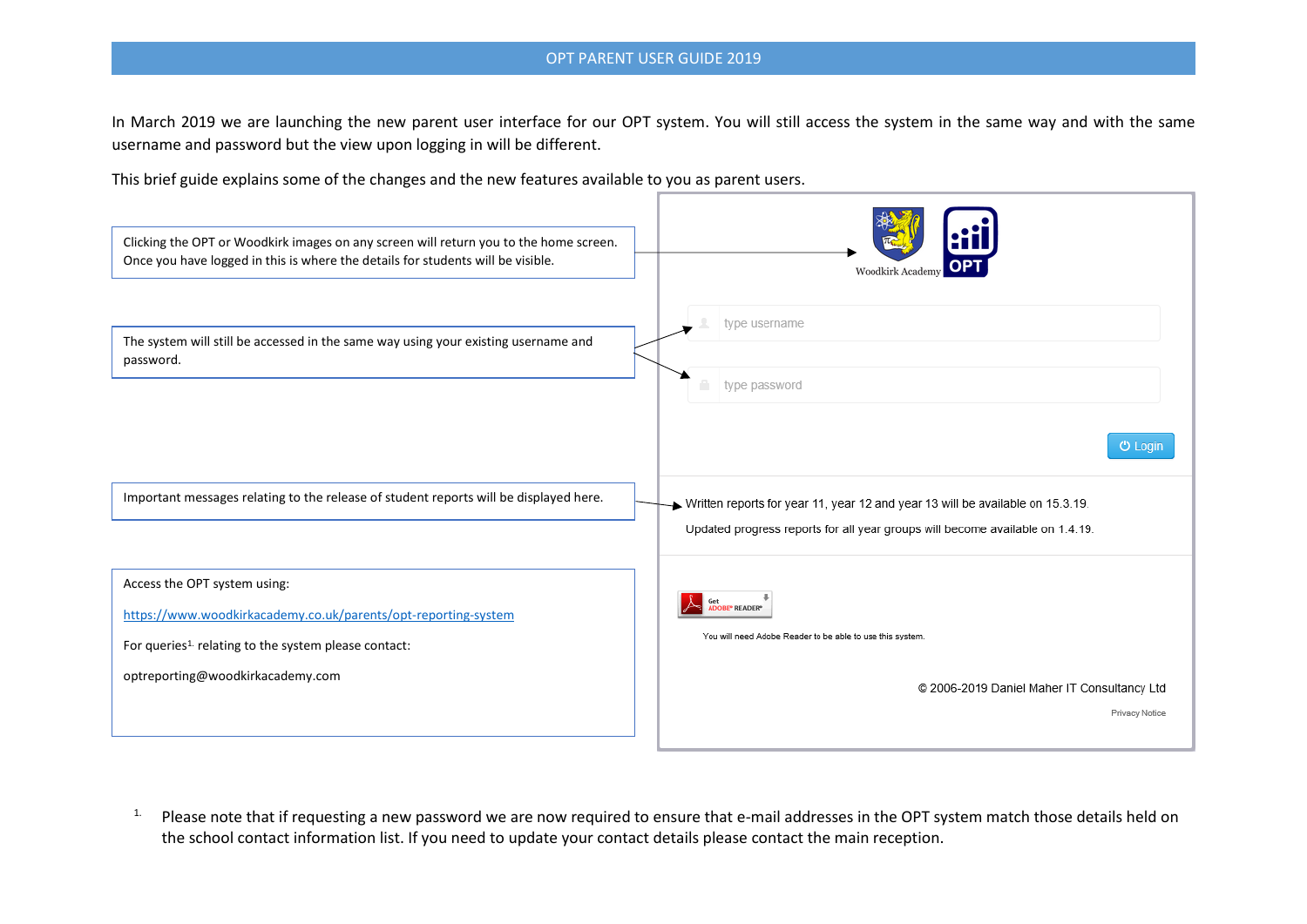# OPT PARENT USER GUIDE 2019

In March 2019 we are launching the new parent user interface for our OPT system. You will still access the system in the same way and with the same username and password but the view upon logging in will be different.

This brief guide explains some of the changes and the new features available to you as parent users.

Clicking the OPT or Woodkirk images on any screen will return you to the home screen. Once you have logged in this is where the details for students will be visible.

Woodkirk Academy OPT

The system will still be accessed in the same way using your existing username and password.

type username

type password

Login

Important messages relating to the release of student reports will be displayed here.

Written reports for year 11, year 12 and year 13 will be available on 15.3.19.

Updated progress reports for all year groups will become available on 1.4.19.

Access the OPT system using:

https://www.woodkirkacademy.co.uk/parents/opt-reporting-system

For queries[1.] relating to the system please contact:

optreporting@woodkirkacademy.com

Get ADOBE® READER®

You will need Adobe Reader to be able to use this system.

© 2006-2019 Daniel Maher IT Consultancy Ltd

Privacy Notice

[1.] Please note that if requesting a new password we are now required to ensure that e-mail addresses in the OPT system match those details held on the school contact information list. If you need to update your contact details please contact the main reception.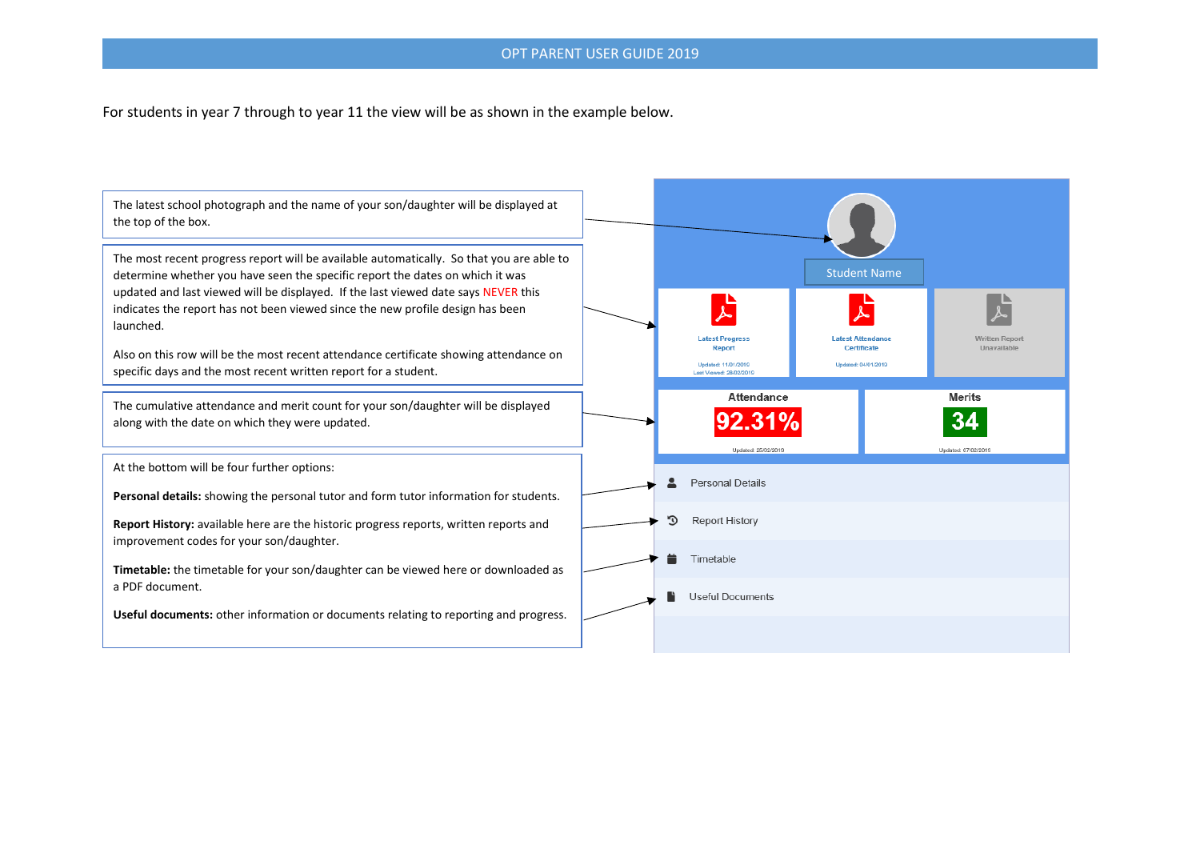For students in year 7 through to year 11 the view will be as shown in the example below.

The latest school photograph and the name of your son/daughter will be displayed at the top of the box.

The most recent progress report will be available automatically. So that you are able to determine whether you have seen the specific report the dates on which it was updated and last viewed will be displayed. If the last viewed date says NEVER this indicates the report has not been viewed since the new profile design has been launched.

Also on this row will be the most recent attendance certificate showing attendance on specific days and the most recent written report for a student.

The cumulative attendance and merit count for your son/daughter will be displayed along with the date on which they were updated.

At the bottom will be four further options:

**Personal details:** showing the personal tutor and form tutor information for students.

**Report History:** available here are the historic progress reports, written reports and improvement codes for your son/daughter.

**Timetable:** the timetable for your son/daughter can be viewed here or downloaded as a PDF document.

**Useful documents:** other information or documents relating to reporting and progress.

Student Name

Latest Progress Report
Updated: 11/01/2019
Last Viewed: 28/02/2019

Latest Attendance Certificate
Updated: 04/01/2019

Written Report Unavailable

Attendance
92.31%
Updated: 25/02/2019

Merits
34
Updated: 07/02/2019

Personal Details

Report History

Timetable

Useful Documents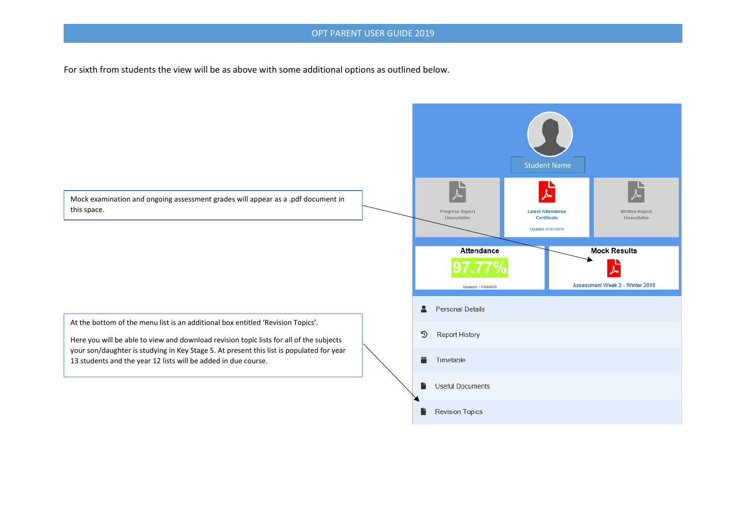For sixth from students the view will be as above with some additional options as outlined below.

Mock examination and ongoing assessment grades will appear as a .pdf document in this space.

At the bottom of the menu list is an additional box entitled ‘Revision Topics’.

Here you will be able to view and download revision topic lists for all of the subjects your son/daughter is studying in Key Stage 5. At present this list is populated for year 13 students and the year 12 lists will be added in due course.

Student Name

Progress Report Unavailable

Latest Attendance Certificate

Updated: 07/01/2019

Written Report Unavailable

Attendance

97.77%

Updated: 11/03/2019

Mock Results

Assessment Week 2 - Winter 2018

Personal Details

Report History

Timetable

Useful Documents

Revision Topics